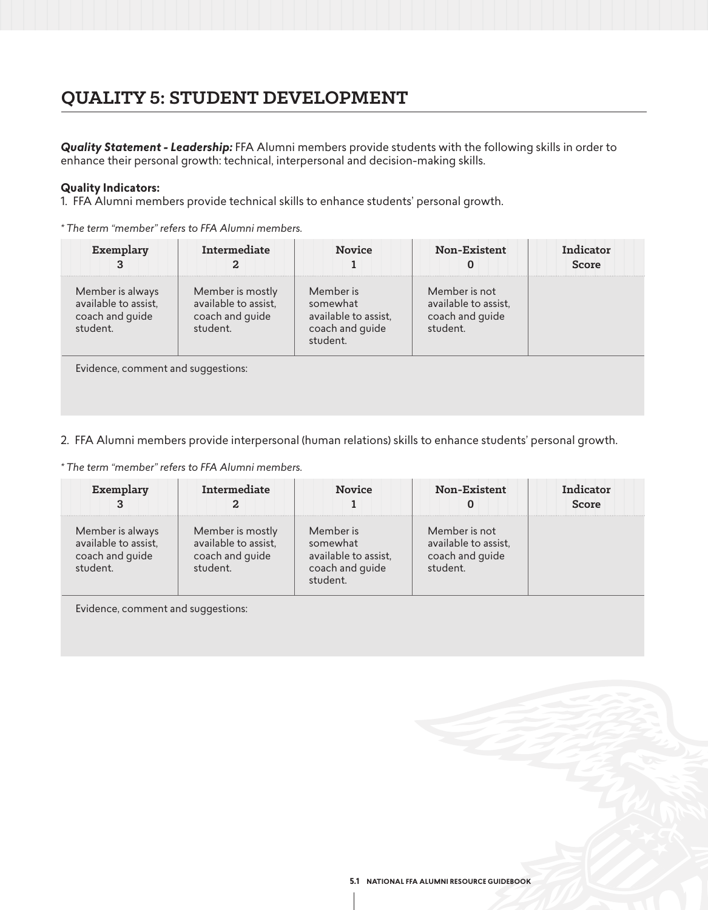# QUALITY 5: STUDENT DEVELOPMENT

***Quality Statement - Leadership:*** FFA Alumni members provide students with the following skills in order to enhance their personal growth: technical, interpersonal and decision-making skills.

**Quality Indicators:**

1. FFA Alumni members provide technical skills to enhance students' personal growth.

*\* The term "member" refers to FFA Alumni members.*

| Exemplary 3 | Intermediate 2 | Novice 1 | Non-Existent 0 | Indicator Score |
|---|---|---|---|---|
| Member is always available to assist, coach and guide student. | Member is mostly available to assist, coach and guide student. | Member is somewhat available to assist, coach and guide student. | Member is not available to assist, coach and guide student. | |
| Evidence, comment and suggestions: | | | | |

2. FFA Alumni members provide interpersonal (human relations) skills to enhance students' personal growth.

*\* The term "member" refers to FFA Alumni members.*

| Exemplary 3 | Intermediate 2 | Novice 1 | Non-Existent 0 | Indicator Score |
|---|---|---|---|---|
| Member is always available to assist, coach and guide student. | Member is mostly available to assist, coach and guide student. | Member is somewhat available to assist, coach and guide student. | Member is not available to assist, coach and guide student. | |
| Evidence, comment and suggestions: | | | | |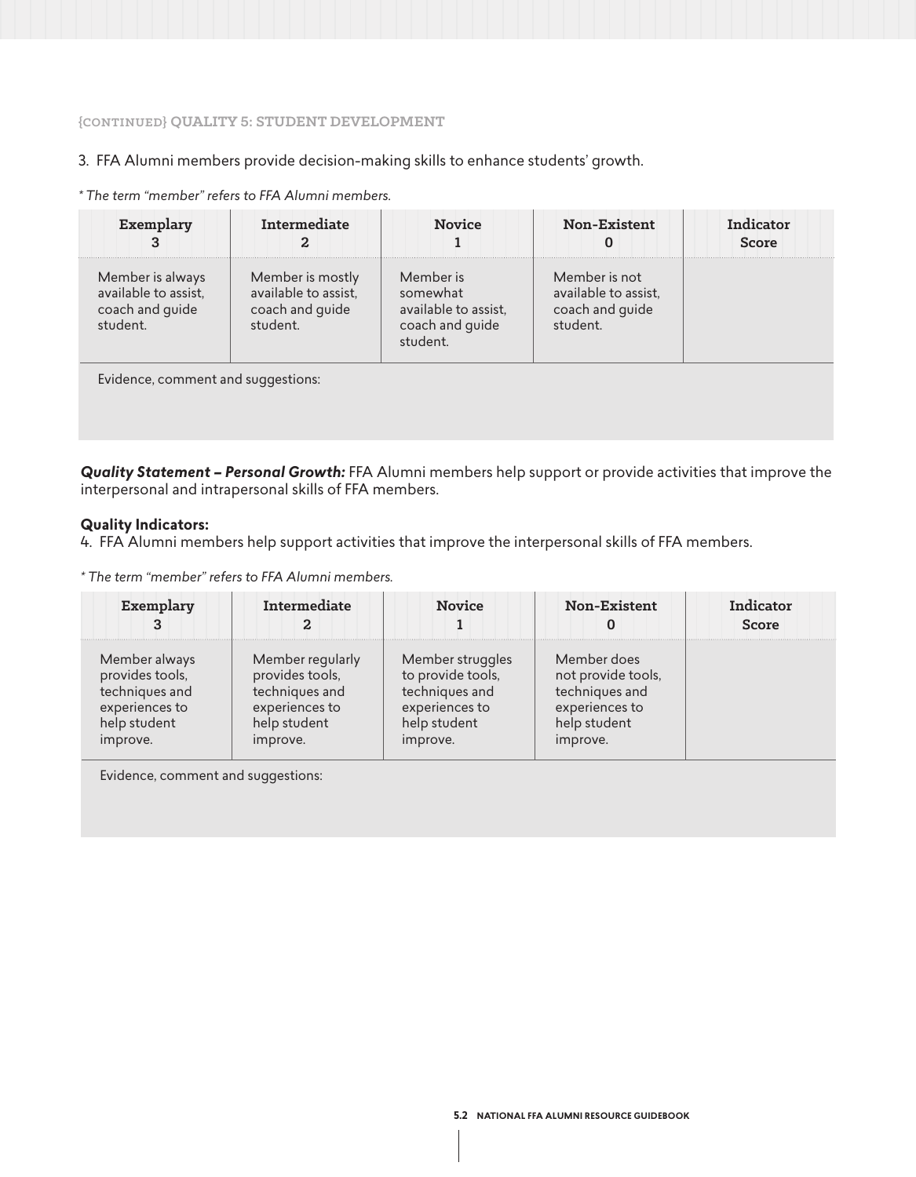{CONTINUED} QUALITY 5: STUDENT DEVELOPMENT

3. FFA Alumni members provide decision-making skills to enhance students' growth.

*\* The term "member" refers to FFA Alumni members.*

| Exemplary 3 | Intermediate 2 | Novice 1 | Non-Existent 0 | Indicator Score |
|---|---|---|---|---|
| Member is always available to assist, coach and guide student. | Member is mostly available to assist, coach and guide student. | Member is somewhat available to assist, coach and guide student. | Member is not available to assist, coach and guide student. | |
| Evidence, comment and suggestions: | | | | |

***Quality Statement – Personal Growth:*** FFA Alumni members help support or provide activities that improve the interpersonal and intrapersonal skills of FFA members.

**Quality Indicators:**

4. FFA Alumni members help support activities that improve the interpersonal skills of FFA members.

*\* The term "member" refers to FFA Alumni members.*

| Exemplary 3 | Intermediate 2 | Novice 1 | Non-Existent 0 | Indicator Score |
|---|---|---|---|---|
| Member always provides tools, techniques and experiences to help student improve. | Member regularly provides tools, techniques and experiences to help student improve. | Member struggles to provide tools, techniques and experiences to help student improve. | Member does not provide tools, techniques and experiences to help student improve. | |
| Evidence, comment and suggestions: | | | | |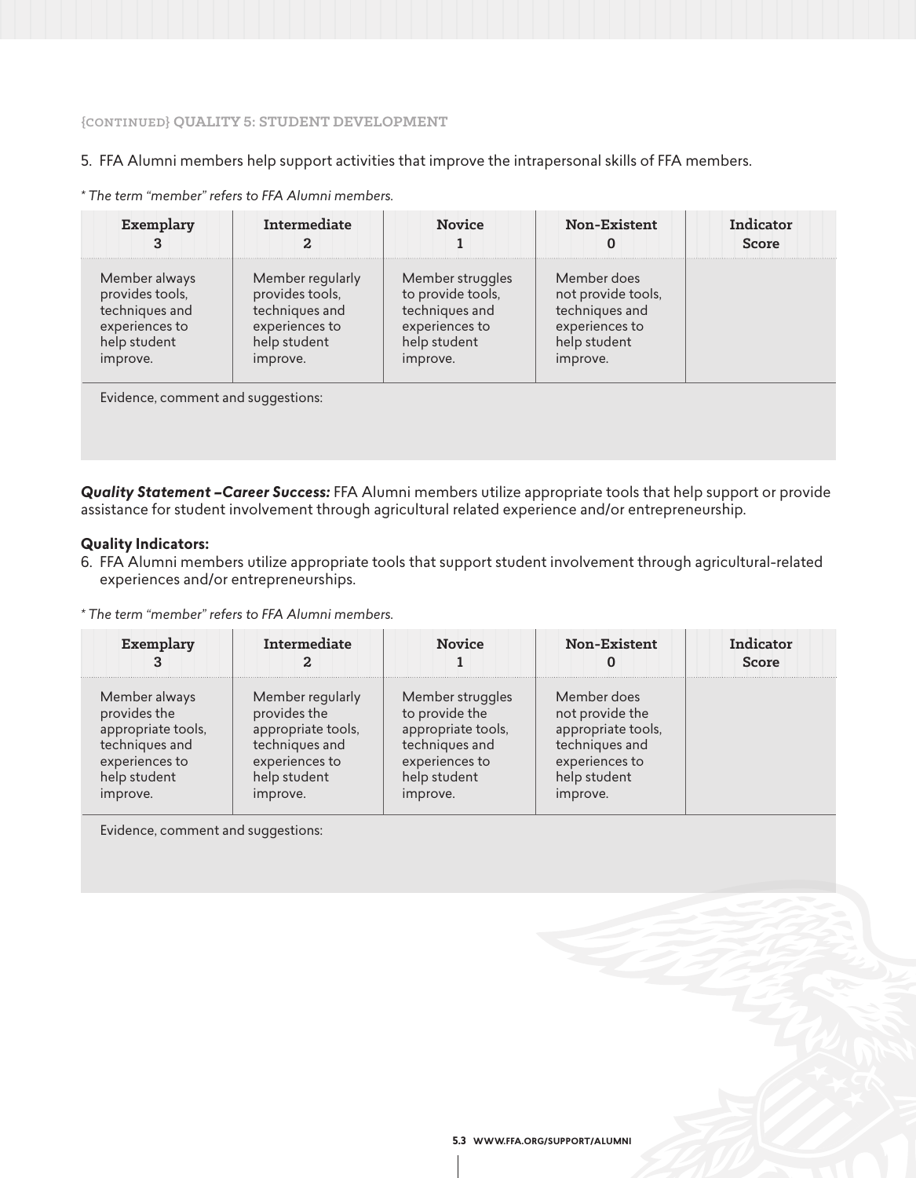**{CONTINUED} QUALITY 5: STUDENT DEVELOPMENT**

5. FFA Alumni members help support activities that improve the intrapersonal skills of FFA members.

*\* The term "member" refers to FFA Alumni members.*

| Exemplary 3 | Intermediate 2 | Novice 1 | Non-Existent 0 | Indicator Score |
|---|---|---|---|---|
| Member always provides tools, techniques and experiences to help student improve. | Member regularly provides tools, techniques and experiences to help student improve. | Member struggles to provide tools, techniques and experiences to help student improve. | Member does not provide tools, techniques and experiences to help student improve. | |

Evidence, comment and suggestions:

***Quality Statement –Career Success:*** FFA Alumni members utilize appropriate tools that help support or provide assistance for student involvement through agricultural related experience and/or entrepreneurship.

**Quality Indicators:**

6. FFA Alumni members utilize appropriate tools that support student involvement through agricultural-related experiences and/or entrepreneurships.

*\* The term "member" refers to FFA Alumni members.*

| Exemplary 3 | Intermediate 2 | Novice 1 | Non-Existent 0 | Indicator Score |
|---|---|---|---|---|
| Member always provides the appropriate tools, techniques and experiences to help student improve. | Member regularly provides the appropriate tools, techniques and experiences to help student improve. | Member struggles to provide the appropriate tools, techniques and experiences to help student improve. | Member does not provide the appropriate tools, techniques and experiences to help student improve. | |

Evidence, comment and suggestions: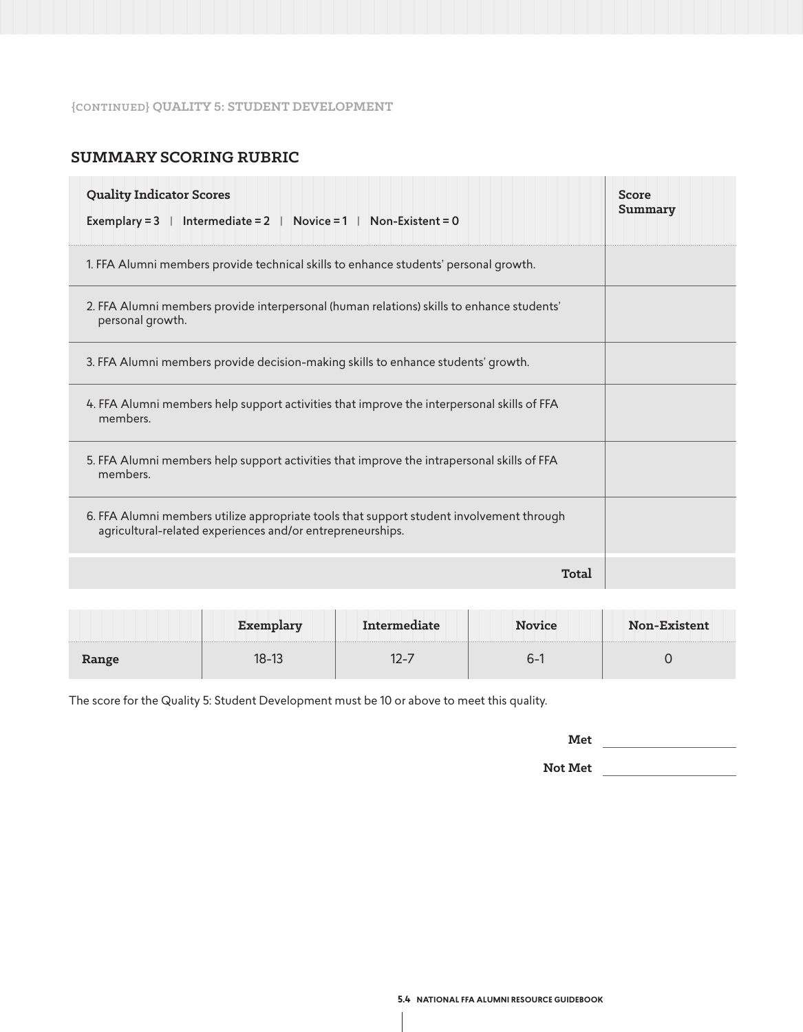{CONTINUED} QUALITY 5: STUDENT DEVELOPMENT

## SUMMARY SCORING RUBRIC

| **Quality Indicator Scores**<br>Exemplary = 3 \| Intermediate = 2 \| Novice = 1 \| Non-Existent = 0 | **Score Summary** |
|---|---|
| 1. FFA Alumni members provide technical skills to enhance students' personal growth. | |
| 2. FFA Alumni members provide interpersonal (human relations) skills to enhance students' personal growth. | |
| 3. FFA Alumni members provide decision-making skills to enhance students' growth. | |
| 4. FFA Alumni members help support activities that improve the interpersonal skills of FFA members. | |
| 5. FFA Alumni members help support activities that improve the intrapersonal skills of FFA members. | |
| 6. FFA Alumni members utilize appropriate tools that support student involvement through agricultural-related experiences and/or entrepreneurships. | |
| **Total** | |

| | **Exemplary** | **Intermediate** | **Novice** | **Non-Existent** |
|---|---|---|---|---|
| **Range** | 18-13 | 12-7 | 6-1 | 0 |

The score for the Quality 5: Student Development must be 10 or above to meet this quality.

**Met** \_\_\_\_\_\_\_\_\_\_\_\_\_\_\_\_

**Not Met** \_\_\_\_\_\_\_\_\_\_\_\_\_\_\_\_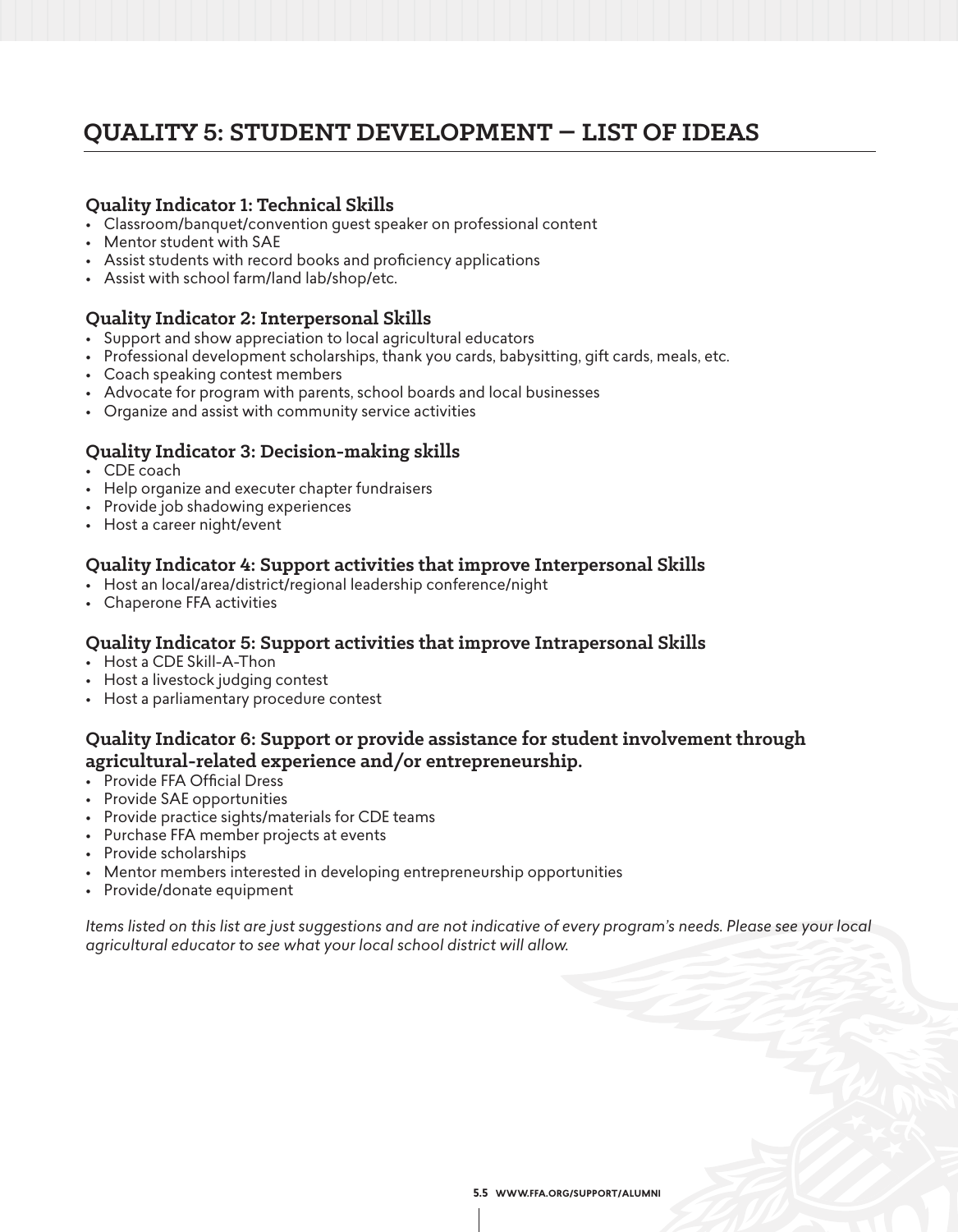# QUALITY 5: STUDENT DEVELOPMENT – LIST OF IDEAS

### Quality Indicator 1: Technical Skills

- Classroom/banquet/convention guest speaker on professional content
- Mentor student with SAE
- Assist students with record books and proficiency applications
- Assist with school farm/land lab/shop/etc.

### Quality Indicator 2: Interpersonal Skills

- Support and show appreciation to local agricultural educators
- Professional development scholarships, thank you cards, babysitting, gift cards, meals, etc.
- Coach speaking contest members
- Advocate for program with parents, school boards and local businesses
- Organize and assist with community service activities

### Quality Indicator 3: Decision-making skills

- CDE coach
- Help organize and executer chapter fundraisers
- Provide job shadowing experiences
- Host a career night/event

### Quality Indicator 4: Support activities that improve Interpersonal Skills

- Host an local/area/district/regional leadership conference/night
- Chaperone FFA activities

### Quality Indicator 5: Support activities that improve Intrapersonal Skills

- Host a CDE Skill-A-Thon
- Host a livestock judging contest
- Host a parliamentary procedure contest

### Quality Indicator 6: Support or provide assistance for student involvement through agricultural-related experience and/or entrepreneurship.

- Provide FFA Official Dress
- Provide SAE opportunities
- Provide practice sights/materials for CDE teams
- Purchase FFA member projects at events
- Provide scholarships
- Mentor members interested in developing entrepreneurship opportunities
- Provide/donate equipment

*Items listed on this list are just suggestions and are not indicative of every program's needs. Please see your local agricultural educator to see what your local school district will allow.*